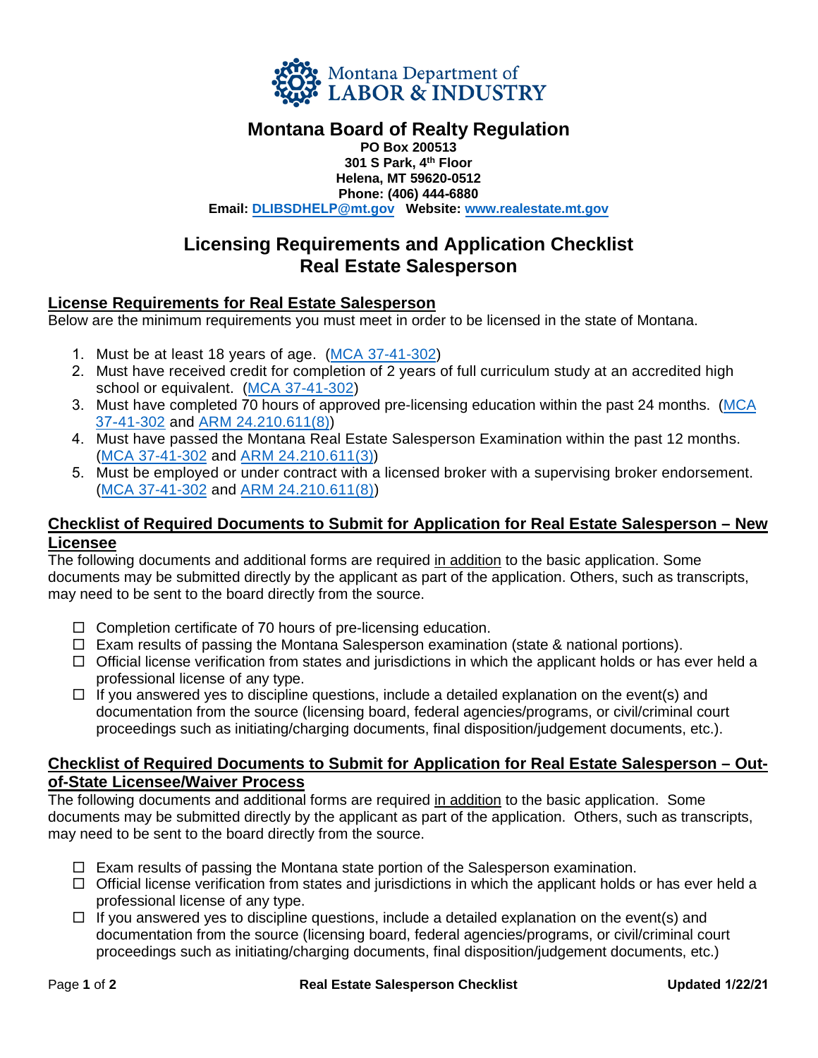Montana Department of LABOR & INDUSTRY

# Montana Board of Realty Regulation

**PO Box 200513**
**301 S Park, 4th Floor**
**Helena, MT 59620-0512**
**Phone: (406) 444-6880**
**Email: [DLIBSDHELP@mt.gov](mailto:DLIBSDHELP@mt.gov) Website: [www.realestate.mt.gov](http://www.realestate.mt.gov)**

## Licensing Requirements and Application Checklist
## Real Estate Salesperson

### License Requirements for Real Estate Salesperson

Below are the minimum requirements you must meet in order to be licensed in the state of Montana.

1. Must be at least 18 years of age. (MCA 37-41-302)
2. Must have received credit for completion of 2 years of full curriculum study at an accredited high school or equivalent. (MCA 37-41-302)
3. Must have completed 70 hours of approved pre-licensing education within the past 24 months. (MCA 37-41-302 and ARM 24.210.611(8))
4. Must have passed the Montana Real Estate Salesperson Examination within the past 12 months. (MCA 37-41-302 and ARM 24.210.611(3))
5. Must be employed or under contract with a licensed broker with a supervising broker endorsement. (MCA 37-41-302 and ARM 24.210.611(8))

### Checklist of Required Documents to Submit for Application for Real Estate Salesperson – New Licensee

The following documents and additional forms are required in addition to the basic application. Some documents may be submitted directly by the applicant as part of the application. Others, such as transcripts, may need to be sent to the board directly from the source.

- ☐ Completion certificate of 70 hours of pre-licensing education.
- ☐ Exam results of passing the Montana Salesperson examination (state & national portions).
- ☐ Official license verification from states and jurisdictions in which the applicant holds or has ever held a professional license of any type.
- ☐ If you answered yes to discipline questions, include a detailed explanation on the event(s) and documentation from the source (licensing board, federal agencies/programs, or civil/criminal court proceedings such as initiating/charging documents, final disposition/judgement documents, etc.).

### Checklist of Required Documents to Submit for Application for Real Estate Salesperson – Out-of-State Licensee/Waiver Process

The following documents and additional forms are required in addition to the basic application. Some documents may be submitted directly by the applicant as part of the application. Others, such as transcripts, may need to be sent to the board directly from the source.

- ☐ Exam results of passing the Montana state portion of the Salesperson examination.
- ☐ Official license verification from states and jurisdictions in which the applicant holds or has ever held a professional license of any type.
- ☐ If you answered yes to discipline questions, include a detailed explanation on the event(s) and documentation from the source (licensing board, federal agencies/programs, or civil/criminal court proceedings such as initiating/charging documents, final disposition/judgement documents, etc.)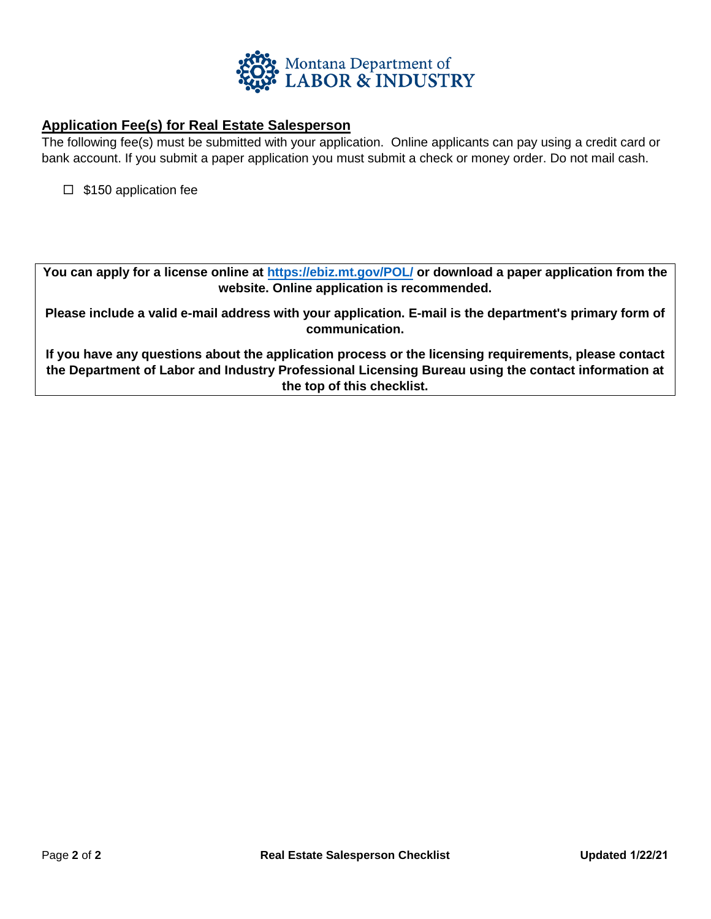## Application Fee(s) for Real Estate Salesperson

The following fee(s) must be submitted with your application. Online applicants can pay using a credit card or bank account. If you submit a paper application you must submit a check or money order. Do not mail cash.

- ☐ $150 application fee

**You can apply for a license online at [https://ebiz.mt.gov/POL/](https://ebiz.mt.gov/POL/) or download a paper application from the website. Online application is recommended.**

**Please include a valid e-mail address with your application. E-mail is the department's primary form of communication.**

**If you have any questions about the application process or the licensing requirements, please contact the Department of Labor and Industry Professional Licensing Bureau using the contact information at the top of this checklist.**